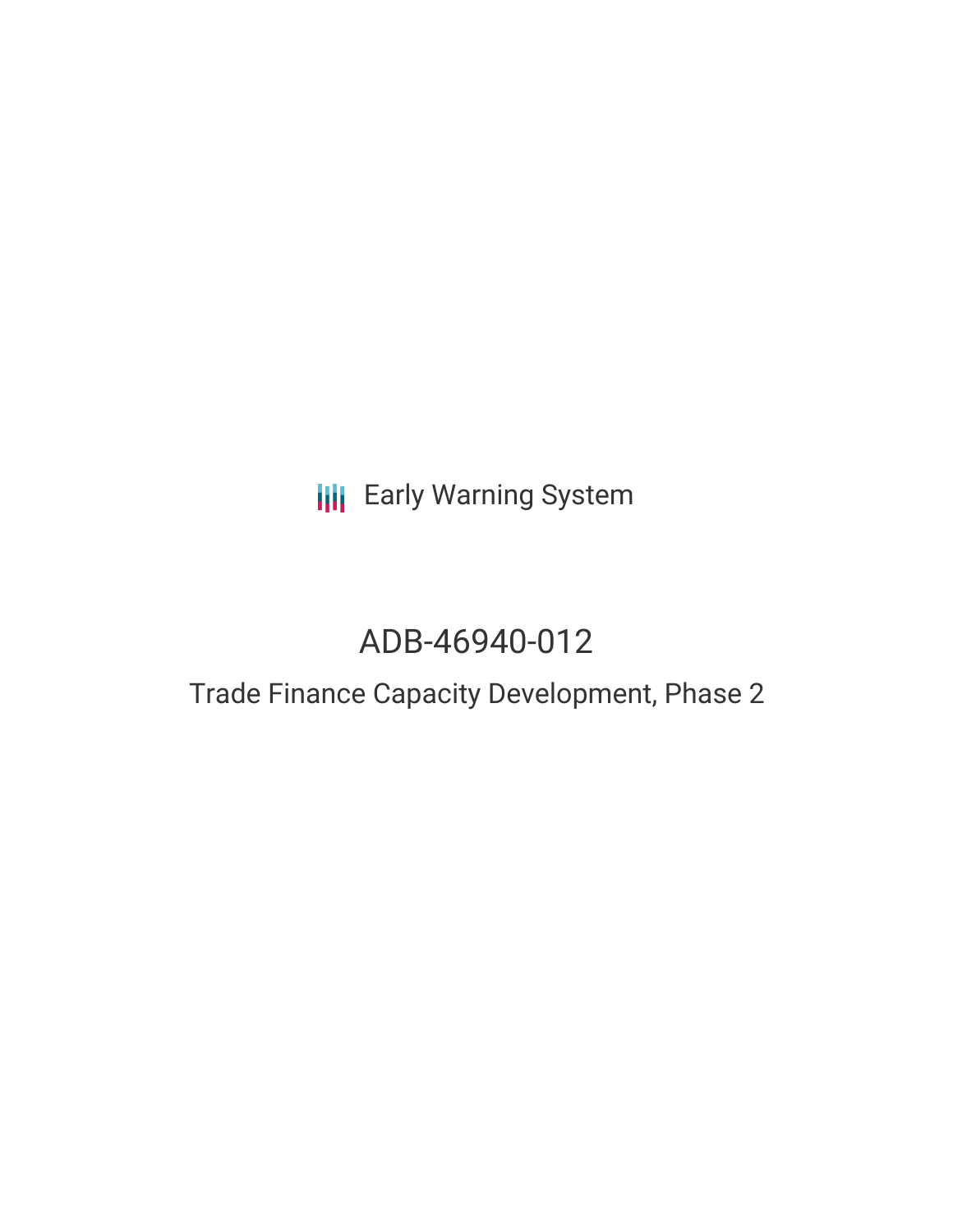Early Warning System

# ADB-46940-012

## Trade Finance Capacity Development, Phase 2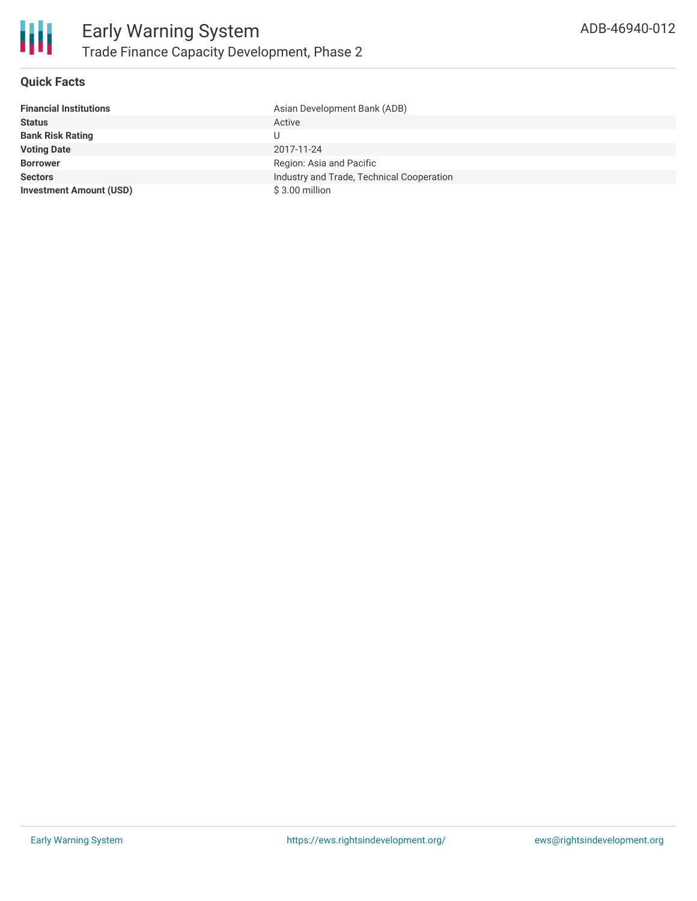# Early Warning System

## Trade Finance Capacity Development, Phase 2

ADB-46940-012

### Quick Facts

| | |
|---|---|
| **Financial Institutions** | Asian Development Bank (ADB) |
| **Status** | Active |
| **Bank Risk Rating** | U |
| **Voting Date** | 2017-11-24 |
| **Borrower** | Region: Asia and Pacific |
| **Sectors** | Industry and Trade, Technical Cooperation |
| **Investment Amount (USD)** | $ 3.00 million |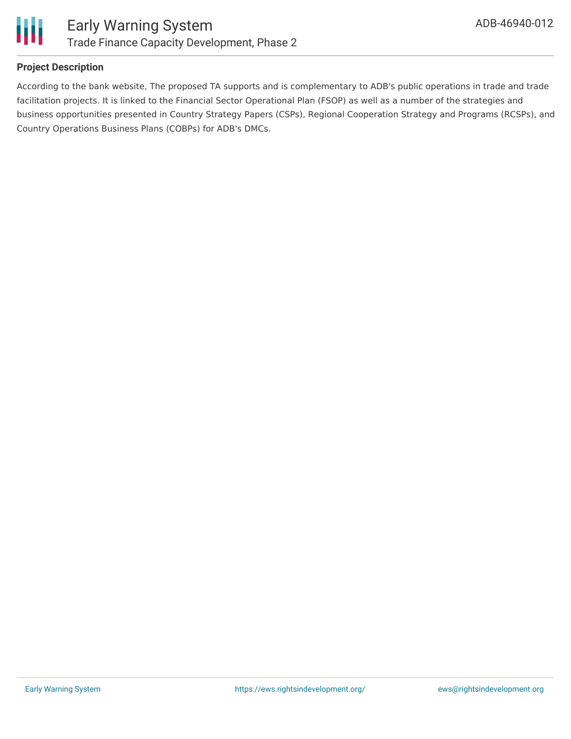### Project Description

According to the bank website, The proposed TA supports and is complementary to ADB's public operations in trade and trade facilitation projects. It is linked to the Financial Sector Operational Plan (FSOP) as well as a number of the strategies and business opportunities presented in Country Strategy Papers (CSPs), Regional Cooperation Strategy and Programs (RCSPs), and Country Operations Business Plans (COBPs) for ADB's DMCs.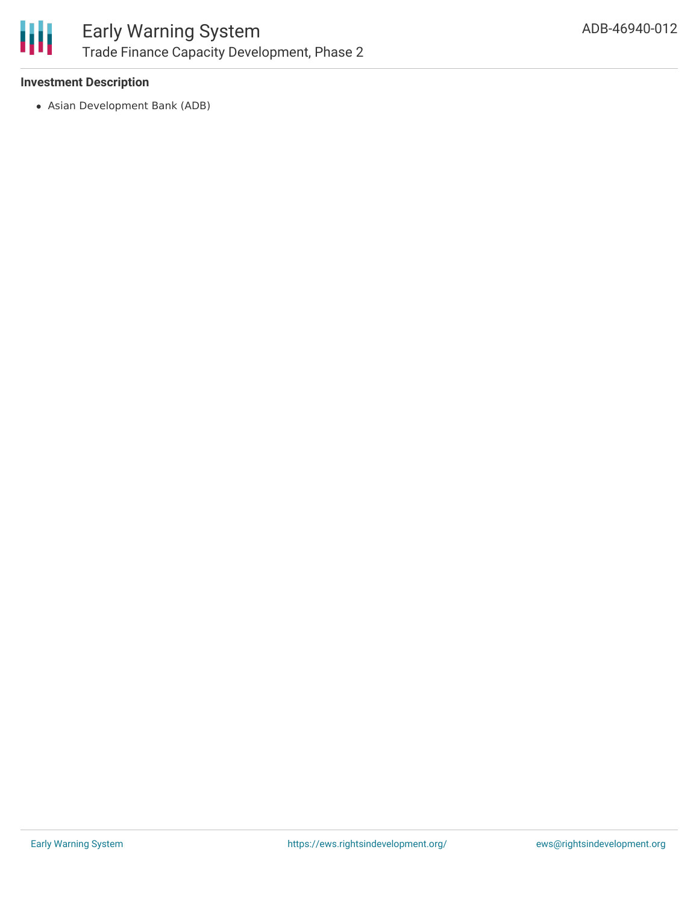**Investment Description**

- Asian Development Bank (ADB)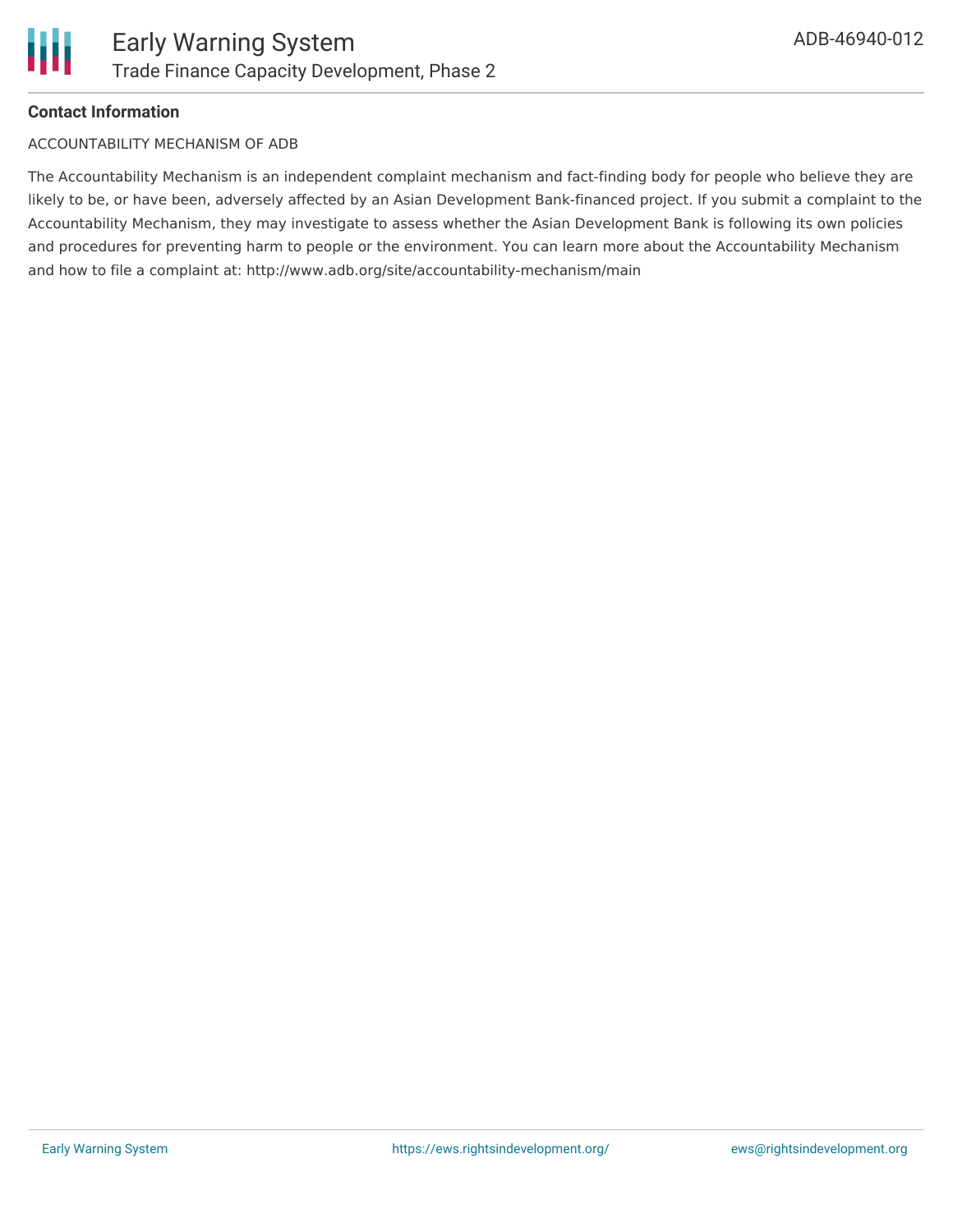**Contact Information**

ACCOUNTABILITY MECHANISM OF ADB

The Accountability Mechanism is an independent complaint mechanism and fact-finding body for people who believe they are likely to be, or have been, adversely affected by an Asian Development Bank-financed project. If you submit a complaint to the Accountability Mechanism, they may investigate to assess whether the Asian Development Bank is following its own policies and procedures for preventing harm to people or the environment. You can learn more about the Accountability Mechanism and how to file a complaint at: http://www.adb.org/site/accountability-mechanism/main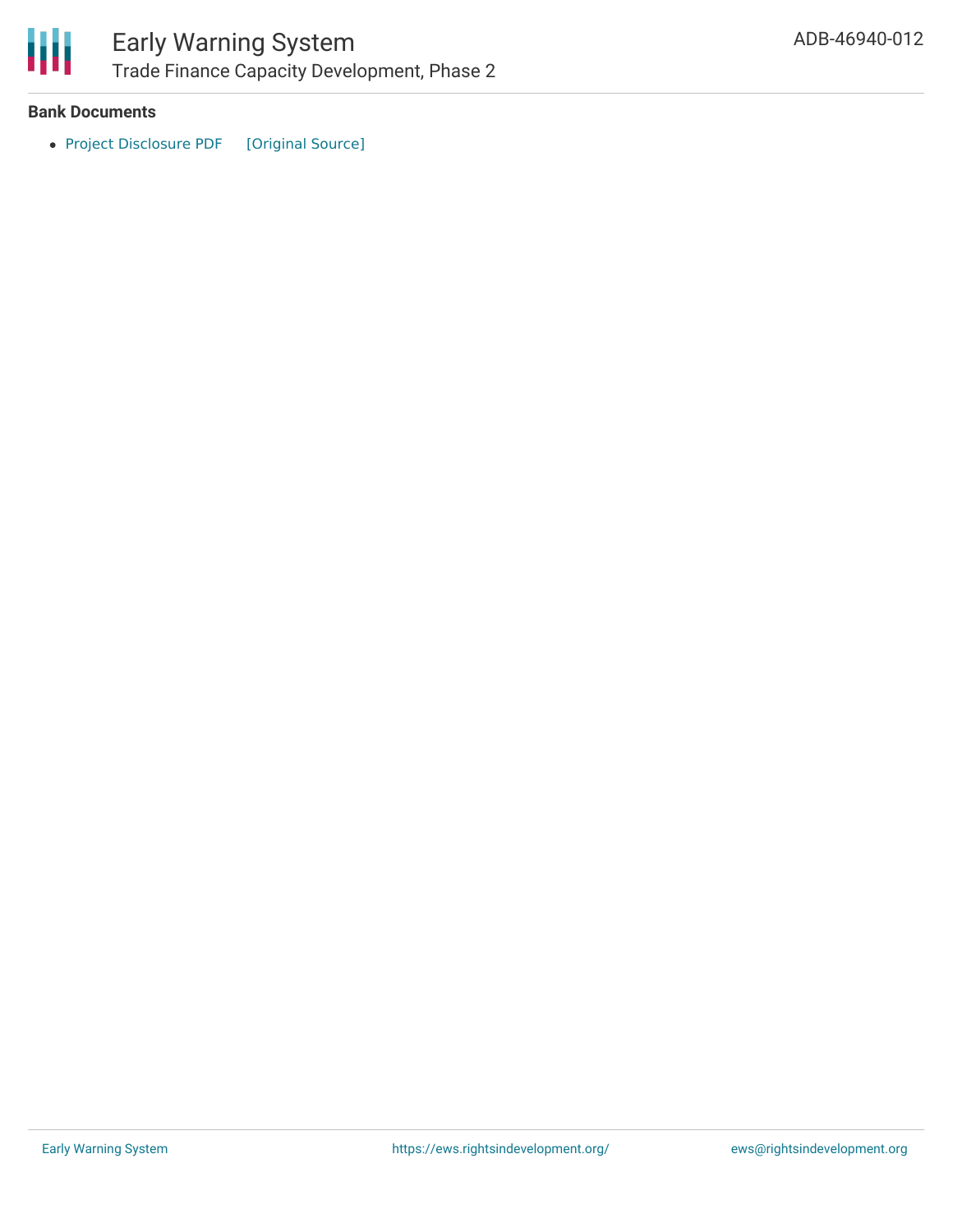**Bank Documents**

- Project Disclosure PDF [Original Source]